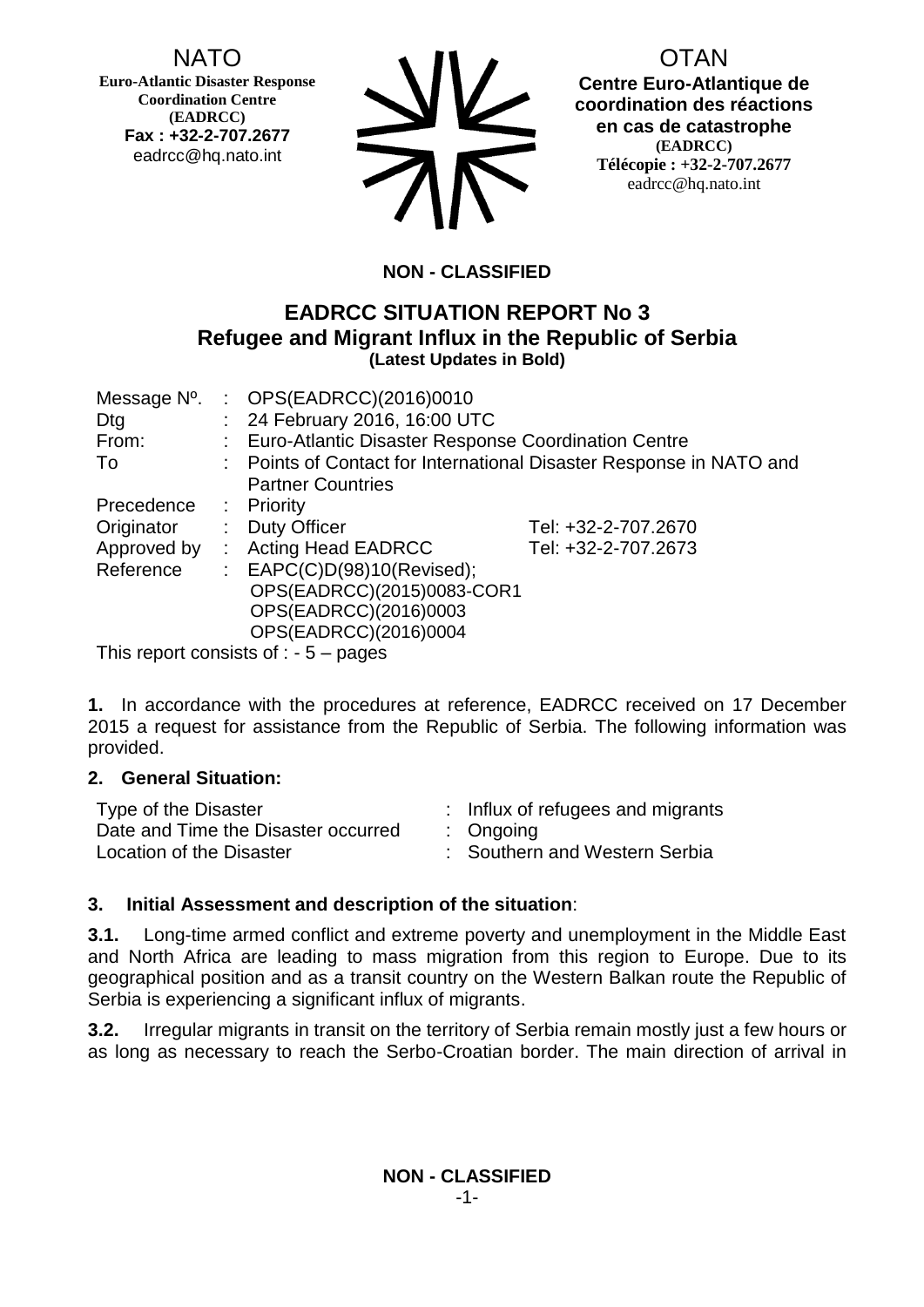NATO
**Euro-Atlantic Disaster Response Coordination Centre (EADRCC)**
**Fax : +32-2-707.2677**
eadrcc@hq.nato.int

OTAN
**Centre Euro-Atlantique de coordination des réactions en cas de catastrophe (EADRCC)**
**Télécopie : +32-2-707.2677**
eadrcc@hq.nato.int

**NON - CLASSIFIED**

# EADRCC SITUATION REPORT No 3
## Refugee and Migrant Influx in the Republic of Serbia
**(Latest Updates in Bold)**

| | | | |
|---|---|---|---|
| Message Nº. | : | OPS(EADRCC)(2016)0010 | |
| Dtg | : | 24 February 2016, 16:00 UTC | |
| From: | : | Euro-Atlantic Disaster Response Coordination Centre | |
| To | : | Points of Contact for International Disaster Response in NATO and Partner Countries | |
| Precedence | : | Priority | |
| Originator | : | Duty Officer | Tel: +32-2-707.2670 |
| Approved by | : | Acting Head EADRCC | Tel: +32-2-707.2673 |
| Reference | : | EAPC(C)D(98)10(Revised);<br>OPS(EADRCC)(2015)0083-COR1<br>OPS(EADRCC)(2016)0003<br>OPS(EADRCC)(2016)0004 | |

This report consists of : - 5 – pages

**1.** In accordance with the procedures at reference, EADRCC received on 17 December 2015 a request for assistance from the Republic of Serbia. The following information was provided.

**2. General Situation:**

| | | |
|---|---|---|
| Type of the Disaster | : | Influx of refugees and migrants |
| Date and Time the Disaster occurred | : | Ongoing |
| Location of the Disaster | : | Southern and Western Serbia |

**3. Initial Assessment and description of the situation**:

**3.1.** Long-time armed conflict and extreme poverty and unemployment in the Middle East and North Africa are leading to mass migration from this region to Europe. Due to its geographical position and as a transit country on the Western Balkan route the Republic of Serbia is experiencing a significant influx of migrants.

**3.2.** Irregular migrants in transit on the territory of Serbia remain mostly just a few hours or as long as necessary to reach the Serbo-Croatian border. The main direction of arrival in

**NON - CLASSIFIED**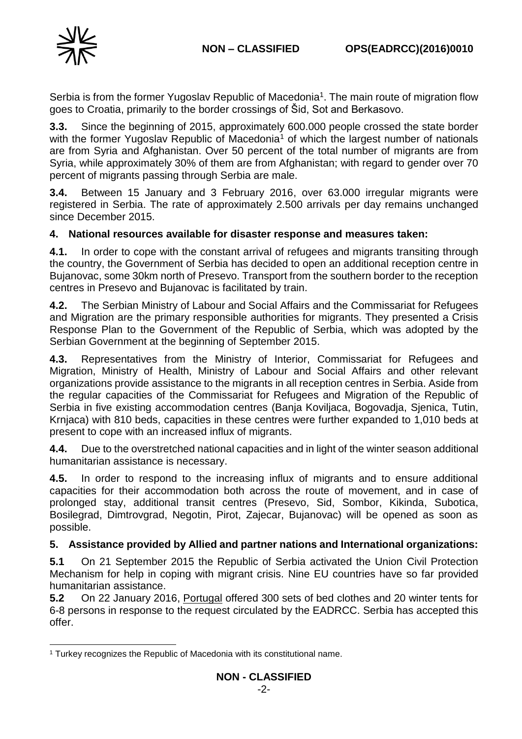Serbia is from the former Yugoslav Republic of Macedonia[1]. The main route of migration flow goes to Croatia, primarily to the border crossings of Šid, Sot and Berkasovo.

**3.3.** Since the beginning of 2015, approximately 600.000 people crossed the state border with the former Yugoslav Republic of Macedonia[1] of which the largest number of nationals are from Syria and Afghanistan. Over 50 percent of the total number of migrants are from Syria, while approximately 30% of them are from Afghanistan; with regard to gender over 70 percent of migrants passing through Serbia are male.

**3.4.** Between 15 January and 3 February 2016, over 63.000 irregular migrants were registered in Serbia. The rate of approximately 2.500 arrivals per day remains unchanged since December 2015.

## 4. National resources available for disaster response and measures taken:

**4.1.** In order to cope with the constant arrival of refugees and migrants transiting through the country, the Government of Serbia has decided to open an additional reception centre in Bujanovac, some 30km north of Presevo. Transport from the southern border to the reception centres in Presevo and Bujanovac is facilitated by train.

**4.2.** The Serbian Ministry of Labour and Social Affairs and the Commissariat for Refugees and Migration are the primary responsible authorities for migrants. They presented a Crisis Response Plan to the Government of the Republic of Serbia, which was adopted by the Serbian Government at the beginning of September 2015.

**4.3.** Representatives from the Ministry of Interior, Commissariat for Refugees and Migration, Ministry of Health, Ministry of Labour and Social Affairs and other relevant organizations provide assistance to the migrants in all reception centres in Serbia. Aside from the regular capacities of the Commissariat for Refugees and Migration of the Republic of Serbia in five existing accommodation centres (Banja Koviljaca, Bogovadja, Sjenica, Tutin, Krnjaca) with 810 beds, capacities in these centres were further expanded to 1,010 beds at present to cope with an increased influx of migrants.

**4.4.** Due to the overstretched national capacities and in light of the winter season additional humanitarian assistance is necessary.

**4.5.** In order to respond to the increasing influx of migrants and to ensure additional capacities for their accommodation both across the route of movement, and in case of prolonged stay, additional transit centres (Presevo, Sid, Sombor, Kikinda, Subotica, Bosilegrad, Dimtrovgrad, Negotin, Pirot, Zajecar, Bujanovac) will be opened as soon as possible.

## 5. Assistance provided by Allied and partner nations and International organizations:

**5.1** On 21 September 2015 the Republic of Serbia activated the Union Civil Protection Mechanism for help in coping with migrant crisis. Nine EU countries have so far provided humanitarian assistance.

**5.2** On 22 January 2016, Portugal offered 300 sets of bed clothes and 20 winter tents for 6-8 persons in response to the request circulated by the EADRCC. Serbia has accepted this offer.

---

[1] Turkey recognizes the Republic of Macedonia with its constitutional name.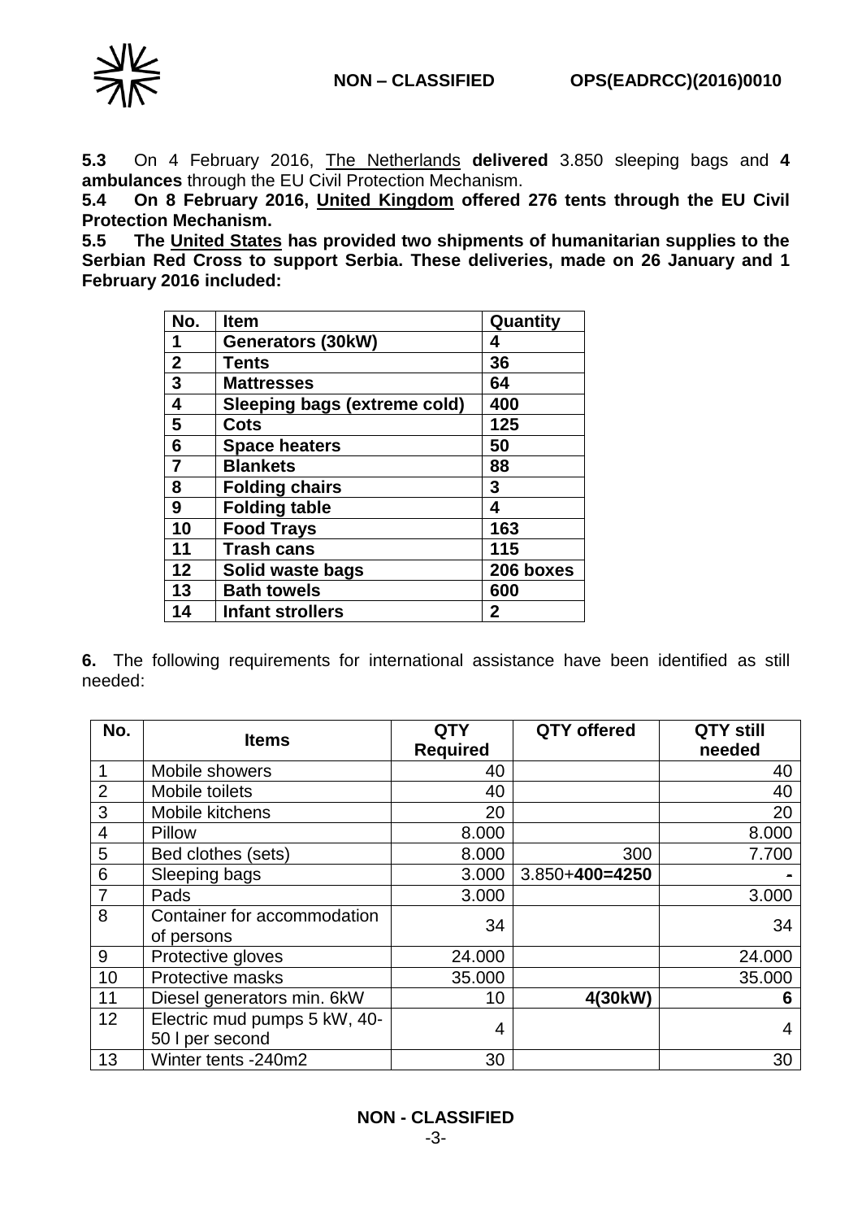**5.3** On 4 February 2016, The Netherlands **delivered** 3.850 sleeping bags and **4 ambulances** through the EU Civil Protection Mechanism.

**5.4 On 8 February 2016, United Kingdom offered 276 tents through the EU Civil Protection Mechanism.**

**5.5 The United States has provided two shipments of humanitarian supplies to the Serbian Red Cross to support Serbia. These deliveries, made on 26 January and 1 February 2016 included:**

| No. | Item | Quantity |
|---|---|---|
| 1 | Generators (30kW) | 4 |
| 2 | Tents | 36 |
| 3 | Mattresses | 64 |
| 4 | Sleeping bags (extreme cold) | 400 |
| 5 | Cots | 125 |
| 6 | Space heaters | 50 |
| 7 | Blankets | 88 |
| 8 | Folding chairs | 3 |
| 9 | Folding table | 4 |
| 10 | Food Trays | 163 |
| 11 | Trash cans | 115 |
| 12 | Solid waste bags | 206 boxes |
| 13 | Bath towels | 600 |
| 14 | Infant strollers | 2 |

**6.** The following requirements for international assistance have been identified as still needed:

| No. | Items | QTY Required | QTY offered | QTY still needed |
|---|---|---|---|---|
| 1 | Mobile showers | 40 | | 40 |
| 2 | Mobile toilets | 40 | | 40 |
| 3 | Mobile kitchens | 20 | | 20 |
| 4 | Pillow | 8.000 | | 8.000 |
| 5 | Bed clothes (sets) | 8.000 | 300 | 7.700 |
| 6 | Sleeping bags | 3.000 | 3.850+**400=4250** | **-** |
| 7 | Pads | 3.000 | | 3.000 |
| 8 | Container for accommodation of persons | 34 | | 34 |
| 9 | Protective gloves | 24.000 | | 24.000 |
| 10 | Protective masks | 35.000 | | 35.000 |
| 11 | Diesel generators min. 6kW | 10 | **4(30kW)** | **6** |
| 12 | Electric mud pumps 5 kW, 40-50 l per second | 4 | | 4 |
| 13 | Winter tents -240m2 | 30 | | 30 |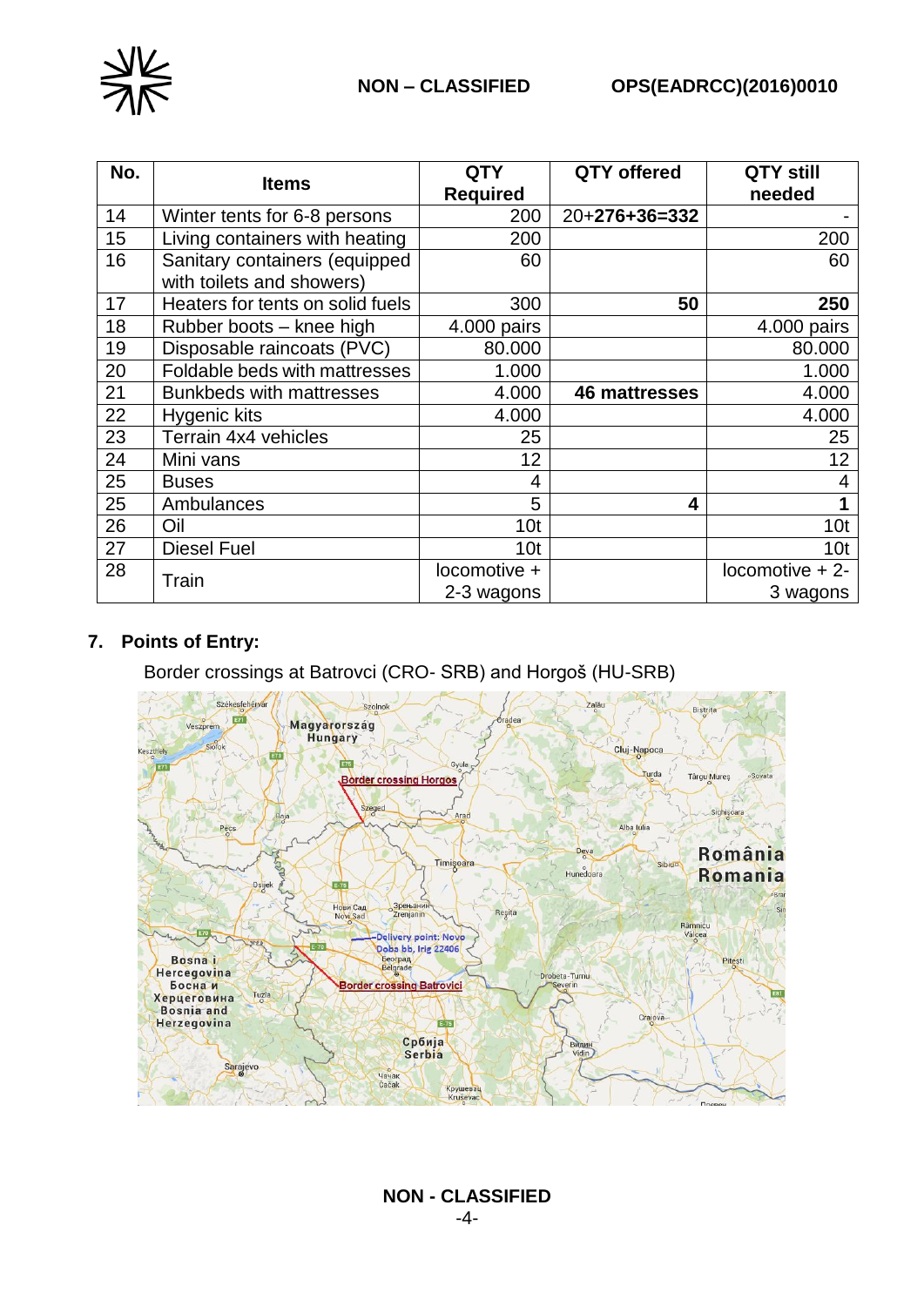| No. | Items | QTY Required | QTY offered | QTY still needed |
|---|---|---|---|---|
| 14 | Winter tents for 6-8 persons | 200 | 20+**276+36=332** | - |
| 15 | Living containers with heating | 200 | | 200 |
| 16 | Sanitary containers (equipped with toilets and showers) | 60 | | 60 |
| 17 | Heaters for tents on solid fuels | 300 | **50** | **250** |
| 18 | Rubber boots – knee high | 4.000 pairs | | 4.000 pairs |
| 19 | Disposable raincoats (PVC) | 80.000 | | 80.000 |
| 20 | Foldable beds with mattresses | 1.000 | | 1.000 |
| 21 | Bunkbeds with mattresses | 4.000 | **46 mattresses** | 4.000 |
| 22 | Hygenic kits | 4.000 | | 4.000 |
| 23 | Terrain 4x4 vehicles | 25 | | 25 |
| 24 | Mini vans | 12 | | 12 |
| 25 | Buses | 4 | | 4 |
| 25 | Ambulances | 5 | **4** | **1** |
| 26 | Oil | 10t | | 10t |
| 27 | Diesel Fuel | 10t | | 10t |
| 28 | Train | locomotive + 2-3 wagons | | locomotive + 2-3 wagons |

## 7. Points of Entry:

Border crossings at Batrovci (CRO- SRB) and Horgoš (HU-SRB)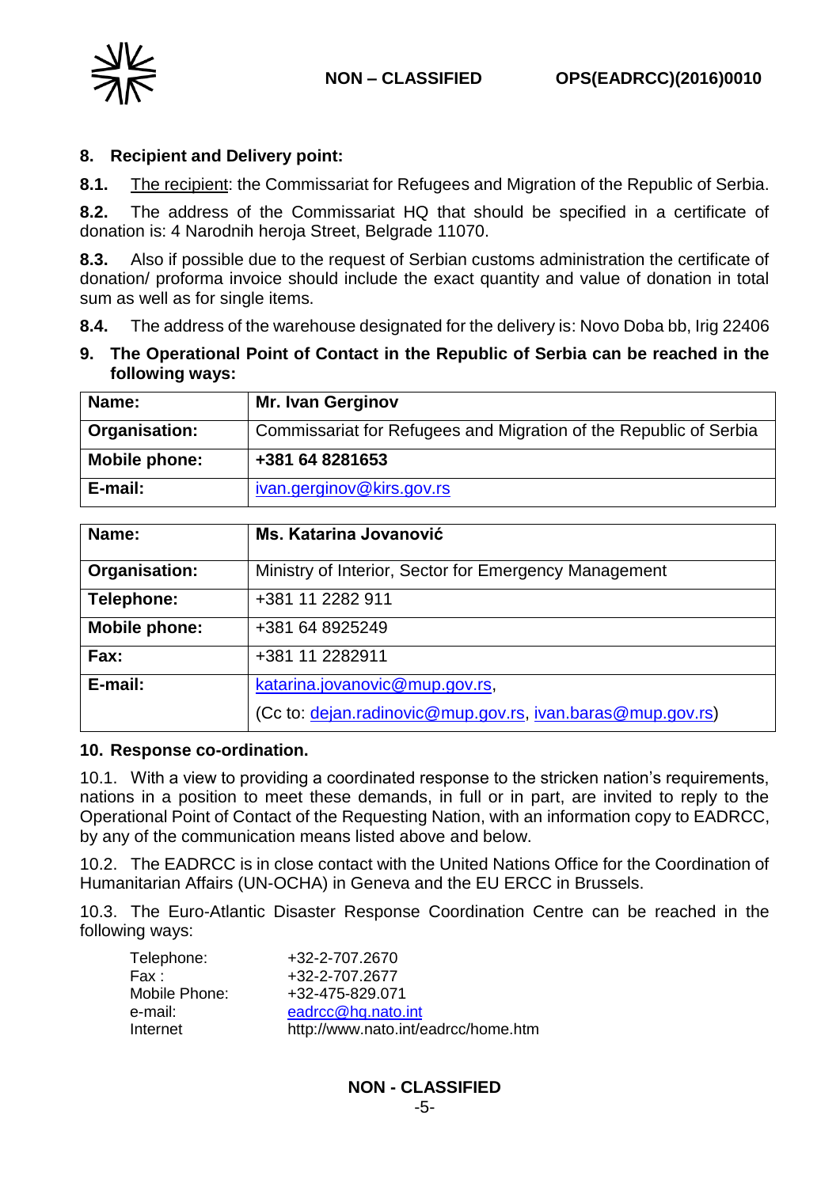## 8. Recipient and Delivery point:

**8.1.** The recipient: the Commissariat for Refugees and Migration of the Republic of Serbia.

**8.2.** The address of the Commissariat HQ that should be specified in a certificate of donation is: 4 Narodnih heroja Street, Belgrade 11070.

**8.3.** Also if possible due to the request of Serbian customs administration the certificate of donation/ proforma invoice should include the exact quantity and value of donation in total sum as well as for single items.

**8.4.** The address of the warehouse designated for the delivery is: Novo Doba bb, Irig 22406

## 9. The Operational Point of Contact in the Republic of Serbia can be reached in the following ways:

| | |
|---|---|
| **Name:** | **Mr. Ivan Gerginov** |
| **Organisation:** | Commissariat for Refugees and Migration of the Republic of Serbia |
| **Mobile phone:** | **+381 64 8281653** |
| **E-mail:** | ivan.gerginov@kirs.gov.rs |

| | |
|---|---|
| **Name:** | **Ms. Katarina Jovanović** |
| **Organisation:** | Ministry of Interior, Sector for Emergency Management |
| **Telephone:** | +381 11 2282 911 |
| **Mobile phone:** | +381 64 8925249 |
| **Fax:** | +381 11 2282911 |
| **E-mail:** | katarina.jovanovic@mup.gov.rs, (Cc to: dejan.radinovic@mup.gov.rs, ivan.baras@mup.gov.rs) |

## 10. Response co-ordination.

10.1. With a view to providing a coordinated response to the stricken nation's requirements, nations in a position to meet these demands, in full or in part, are invited to reply to the Operational Point of Contact of the Requesting Nation, with an information copy to EADRCC, by any of the communication means listed above and below.

10.2. The EADRCC is in close contact with the United Nations Office for the Coordination of Humanitarian Affairs (UN-OCHA) in Geneva and the EU ERCC in Brussels.

10.3. The Euro-Atlantic Disaster Response Coordination Centre can be reached in the following ways:

| | |
|---|---|
| Telephone: | +32-2-707.2670 |
| Fax : | +32-2-707.2677 |
| Mobile Phone: | +32-475-829.071 |
| e-mail: | eadrcc@hq.nato.int |
| Internet | http://www.nato.int/eadrcc/home.htm |